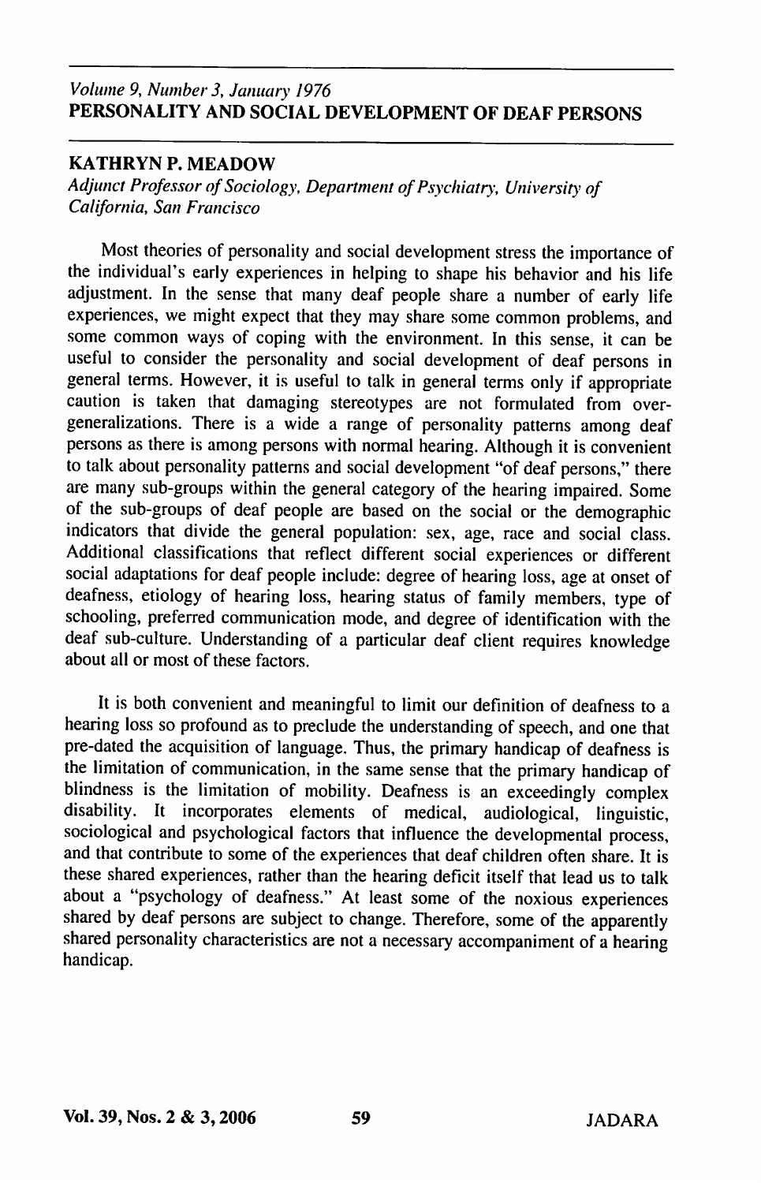*Volume 9, Number 3, January 1976*

# PERSONALITY AND SOCIAL DEVELOPMENT OF DEAF PERSONS

**KATHRYN P. MEADOW**

*Adjunct Professor of Sociology, Department of Psychiatry, University of California, San Francisco*

Most theories of personality and social development stress the importance of the individual's early experiences in helping to shape his behavior and his life adjustment. In the sense that many deaf people share a number of early life experiences, we might expect that they may share some common problems, and some common ways of coping with the environment. In this sense, it can be useful to consider the personality and social development of deaf persons in general terms. However, it is useful to talk in general terms only if appropriate caution is taken that damaging stereotypes are not formulated from over-generalizations. There is a wide a range of personality patterns among deaf persons as there is among persons with normal hearing. Although it is convenient to talk about personality patterns and social development "of deaf persons," there are many sub-groups within the general category of the hearing impaired. Some of the sub-groups of deaf people are based on the social or the demographic indicators that divide the general population: sex, age, race and social class. Additional classifications that reflect different social experiences or different social adaptations for deaf people include: degree of hearing loss, age at onset of deafness, etiology of hearing loss, hearing status of family members, type of schooling, preferred communication mode, and degree of identification with the deaf sub-culture. Understanding of a particular deaf client requires knowledge about all or most of these factors.

It is both convenient and meaningful to limit our definition of deafness to a hearing loss so profound as to preclude the understanding of speech, and one that pre-dated the acquisition of language. Thus, the primary handicap of deafness is the limitation of communication, in the same sense that the primary handicap of blindness is the limitation of mobility. Deafness is an exceedingly complex disability. It incorporates elements of medical, audiological, linguistic, sociological and psychological factors that influence the developmental process, and that contribute to some of the experiences that deaf children often share. It is these shared experiences, rather than the hearing deficit itself that lead us to talk about a "psychology of deafness." At least some of the noxious experiences shared by deaf persons are subject to change. Therefore, some of the apparently shared personality characteristics are not a necessary accompaniment of a hearing handicap.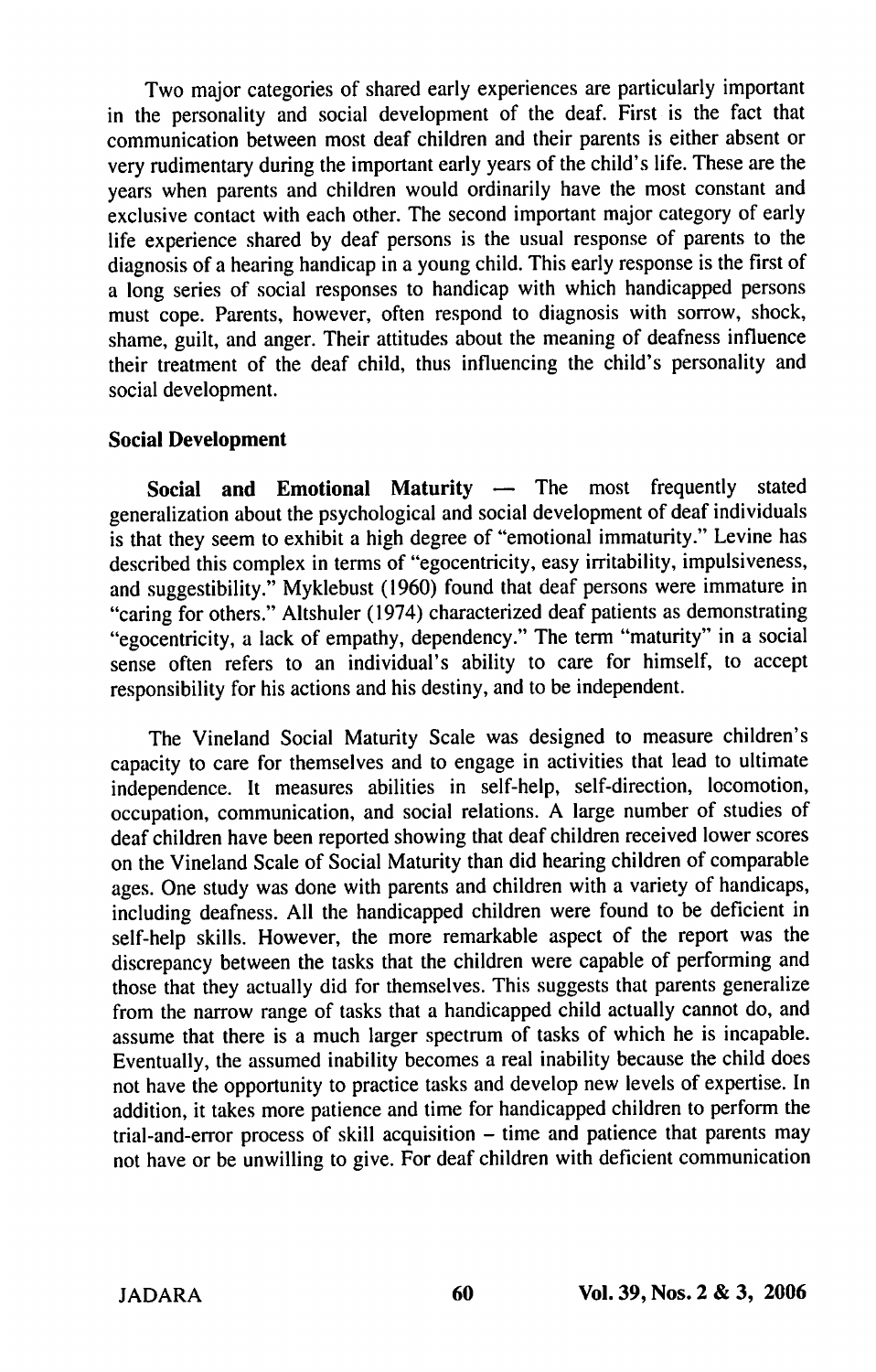Two major categories of shared early experiences are particularly important in the personality and social development of the deaf. First is the fact that communication between most deaf children and their parents is either absent or very rudimentary during the important early years of the child's life. These are the years when parents and children would ordinarily have the most constant and exclusive contact with each other. The second important major category of early life experience shared by deaf persons is the usual response of parents to the diagnosis of a hearing handicap in a young child. This early response is the first of a long series of social responses to handicap with which handicapped persons must cope. Parents, however, often respond to diagnosis with sorrow, shock, shame, guilt, and anger. Their attitudes about the meaning of deafness influence their treatment of the deaf child, thus influencing the child's personality and social development.

### Social Development

**Social and Emotional Maturity** — The most frequently stated generalization about the psychological and social development of deaf individuals is that they seem to exhibit a high degree of "emotional immaturity." Levine has described this complex in terms of "egocentricity, easy irritability, impulsiveness, and suggestibility." Myklebust (1960) found that deaf persons were immature in "caring for others." Altshuler (1974) characterized deaf patients as demonstrating "egocentricity, a lack of empathy, dependency." The term "maturity" in a social sense often refers to an individual's ability to care for himself, to accept responsibility for his actions and his destiny, and to be independent.

The Vineland Social Maturity Scale was designed to measure children's capacity to care for themselves and to engage in activities that lead to ultimate independence. It measures abilities in self-help, self-direction, locomotion, occupation, communication, and social relations. A large number of studies of deaf children have been reported showing that deaf children received lower scores on the Vineland Scale of Social Maturity than did hearing children of comparable ages. One study was done with parents and children with a variety of handicaps, including deafness. All the handicapped children were found to be deficient in self-help skills. However, the more remarkable aspect of the report was the discrepancy between the tasks that the children were capable of performing and those that they actually did for themselves. This suggests that parents generalize from the narrow range of tasks that a handicapped child actually cannot do, and assume that there is a much larger spectrum of tasks of which he is incapable. Eventually, the assumed inability becomes a real inability because the child does not have the opportunity to practice tasks and develop new levels of expertise. In addition, it takes more patience and time for handicapped children to perform the trial-and-error process of skill acquisition – time and patience that parents may not have or be unwilling to give. For deaf children with deficient communication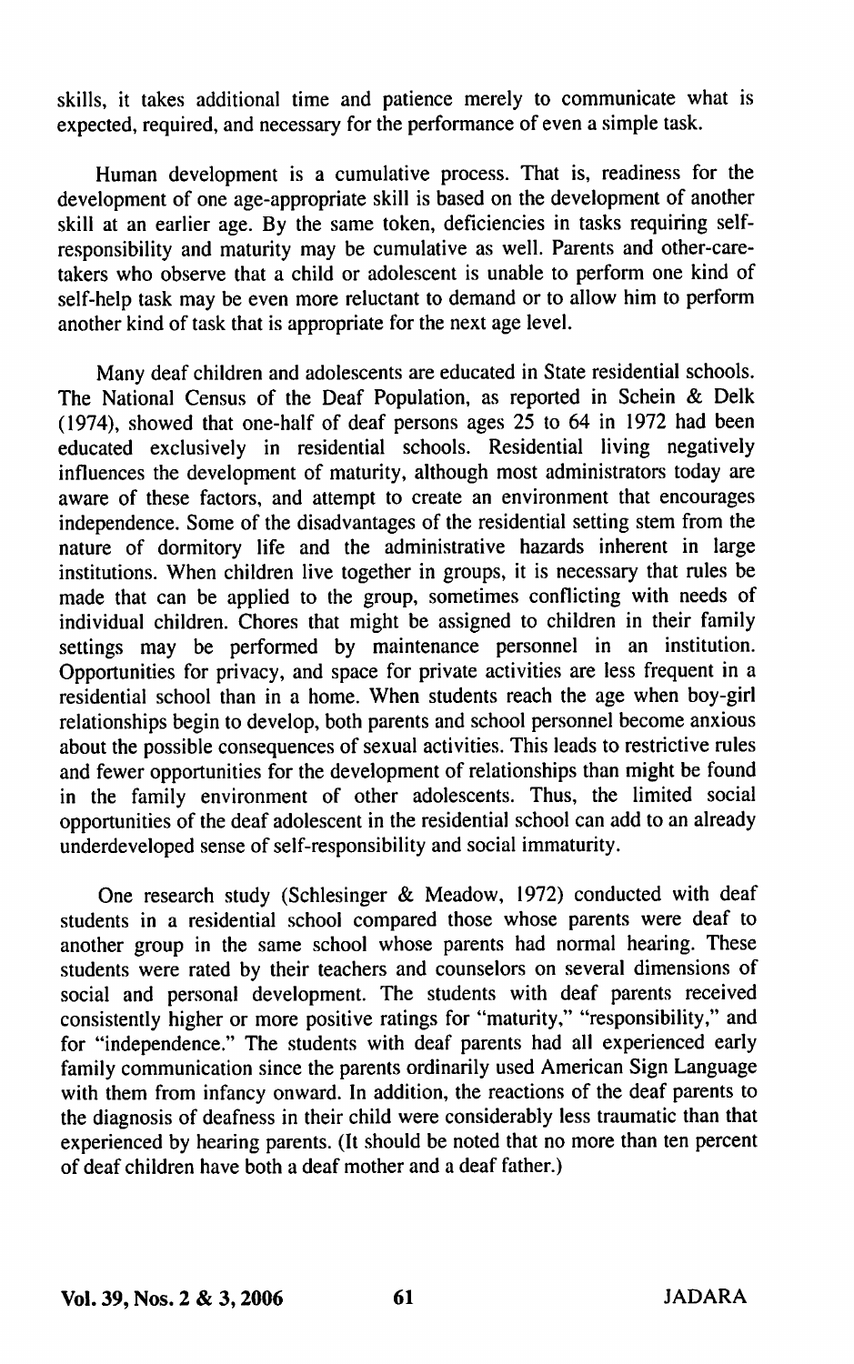skills, it takes additional time and patience merely to communicate what is expected, required, and necessary for the performance of even a simple task.

Human development is a cumulative process. That is, readiness for the development of one age-appropriate skill is based on the development of another skill at an earlier age. By the same token, deficiencies in tasks requiring self-responsibility and maturity may be cumulative as well. Parents and other-care-takers who observe that a child or adolescent is unable to perform one kind of self-help task may be even more reluctant to demand or to allow him to perform another kind of task that is appropriate for the next age level.

Many deaf children and adolescents are educated in State residential schools. The National Census of the Deaf Population, as reported in Schein & Delk (1974), showed that one-half of deaf persons ages 25 to 64 in 1972 had been educated exclusively in residential schools. Residential living negatively influences the development of maturity, although most administrators today are aware of these factors, and attempt to create an environment that encourages independence. Some of the disadvantages of the residential setting stem from the nature of dormitory life and the administrative hazards inherent in large institutions. When children live together in groups, it is necessary that rules be made that can be applied to the group, sometimes conflicting with needs of individual children. Chores that might be assigned to children in their family settings may be performed by maintenance personnel in an institution. Opportunities for privacy, and space for private activities are less frequent in a residential school than in a home. When students reach the age when boy-girl relationships begin to develop, both parents and school personnel become anxious about the possible consequences of sexual activities. This leads to restrictive rules and fewer opportunities for the development of relationships than might be found in the family environment of other adolescents. Thus, the limited social opportunities of the deaf adolescent in the residential school can add to an already underdeveloped sense of self-responsibility and social immaturity.

One research study (Schlesinger & Meadow, 1972) conducted with deaf students in a residential school compared those whose parents were deaf to another group in the same school whose parents had normal hearing. These students were rated by their teachers and counselors on several dimensions of social and personal development. The students with deaf parents received consistently higher or more positive ratings for "maturity," "responsibility," and for "independence." The students with deaf parents had all experienced early family communication since the parents ordinarily used American Sign Language with them from infancy onward. In addition, the reactions of the deaf parents to the diagnosis of deafness in their child were considerably less traumatic than that experienced by hearing parents. (It should be noted that no more than ten percent of deaf children have both a deaf mother and a deaf father.)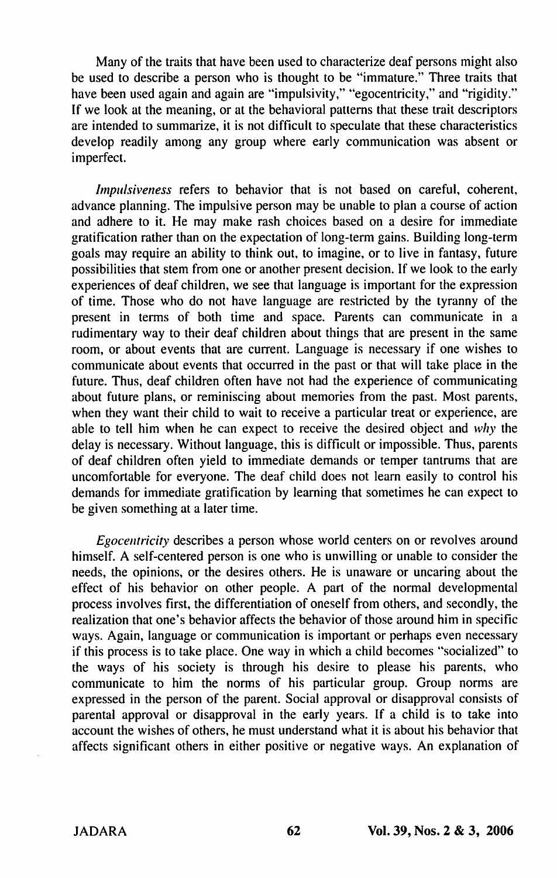Many of the traits that have been used to characterize deaf persons might also be used to describe a person who is thought to be "immature." Three traits that have been used again and again are "impulsivity," "egocentricity," and "rigidity." If we look at the meaning, or at the behavioral patterns that these trait descriptors are intended to summarize, it is not difficult to speculate that these characteristics develop readily among any group where early communication was absent or imperfect.

*Impulsiveness* refers to behavior that is not based on careful, coherent, advance planning. The impulsive person may be unable to plan a course of action and adhere to it. He may make rash choices based on a desire for immediate gratification rather than on the expectation of long-term gains. Building long-term goals may require an ability to think out, to imagine, or to live in fantasy, future possibilities that stem from one or another present decision. If we look to the early experiences of deaf children, we see that language is important for the expression of time. Those who do not have language are restricted by the tyranny of the present in terms of both time and space. Parents can communicate in a rudimentary way to their deaf children about things that are present in the same room, or about events that are current. Language is necessary if one wishes to communicate about events that occurred in the past or that will take place in the future. Thus, deaf children often have not had the experience of communicating about future plans, or reminiscing about memories from the past. Most parents, when they want their child to wait to receive a particular treat or experience, are able to tell him when he can expect to receive the desired object and *why* the delay is necessary. Without language, this is difficult or impossible. Thus, parents of deaf children often yield to immediate demands or temper tantrums that are uncomfortable for everyone. The deaf child does not learn easily to control his demands for immediate gratification by learning that sometimes he can expect to be given something at a later time.

*Egocentricity* describes a person whose world centers on or revolves around himself. A self-centered person is one who is unwilling or unable to consider the needs, the opinions, or the desires others. He is unaware or uncaring about the effect of his behavior on other people. A part of the normal developmental process involves first, the differentiation of oneself from others, and secondly, the realization that one's behavior affects the behavior of those around him in specific ways. Again, language or communication is important or perhaps even necessary if this process is to take place. One way in which a child becomes "socialized" to the ways of his society is through his desire to please his parents, who communicate to him the norms of his particular group. Group norms are expressed in the person of the parent. Social approval or disapproval consists of parental approval or disapproval in the early years. If a child is to take into account the wishes of others, he must understand what it is about his behavior that affects significant others in either positive or negative ways. An explanation of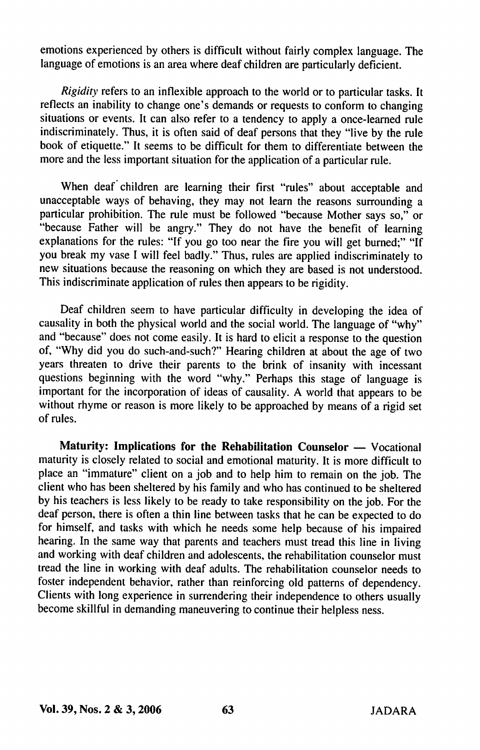emotions experienced by others is difficult without fairly complex language. The language of emotions is an area where deaf children are particularly deficient.

*Rigidity* refers to an inflexible approach to the world or to particular tasks. It reflects an inability to change one's demands or requests to conform to changing situations or events. It can also refer to a tendency to apply a once-learned rule indiscriminately. Thus, it is often said of deaf persons that they "live by the rule book of etiquette." It seems to be difficult for them to differentiate between the more and the less important situation for the application of a particular rule.

When deaf children are learning their first "rules" about acceptable and unacceptable ways of behaving, they may not learn the reasons surrounding a particular prohibition. The rule must be followed "because Mother says so," or "because Father will be angry." They do not have the benefit of learning explanations for the rules: "If you go too near the fire you will get burned;" "If you break my vase I will feel badly." Thus, rules are applied indiscriminately to new situations because the reasoning on which they are based is not understood. This indiscriminate application of rules then appears to be rigidity.

Deaf children seem to have particular difficulty in developing the idea of causality in both the physical world and the social world. The language of "why" and "because" does not come easily. It is hard to elicit a response to the question of, "Why did you do such-and-such?" Hearing children at about the age of two years threaten to drive their parents to the brink of insanity with incessant questions beginning with the word "why." Perhaps this stage of language is important for the incorporation of ideas of causality. A world that appears to be without rhyme or reason is more likely to be approached by means of a rigid set of rules.

**Maturity: Implications for the Rehabilitation Counselor** — Vocational maturity is closely related to social and emotional maturity. It is more difficult to place an "immature" client on a job and to help him to remain on the job. The client who has been sheltered by his family and who has continued to be sheltered by his teachers is less likely to be ready to take responsibility on the job. For the deaf person, there is often a thin line between tasks that he can be expected to do for himself, and tasks with which he needs some help because of his impaired hearing. In the same way that parents and teachers must tread this line in living and working with deaf children and adolescents, the rehabilitation counselor must tread the line in working with deaf adults. The rehabilitation counselor needs to foster independent behavior, rather than reinforcing old patterns of dependency. Clients with long experience in surrendering their independence to others usually become skillful in demanding maneuvering to continue their helpless ness.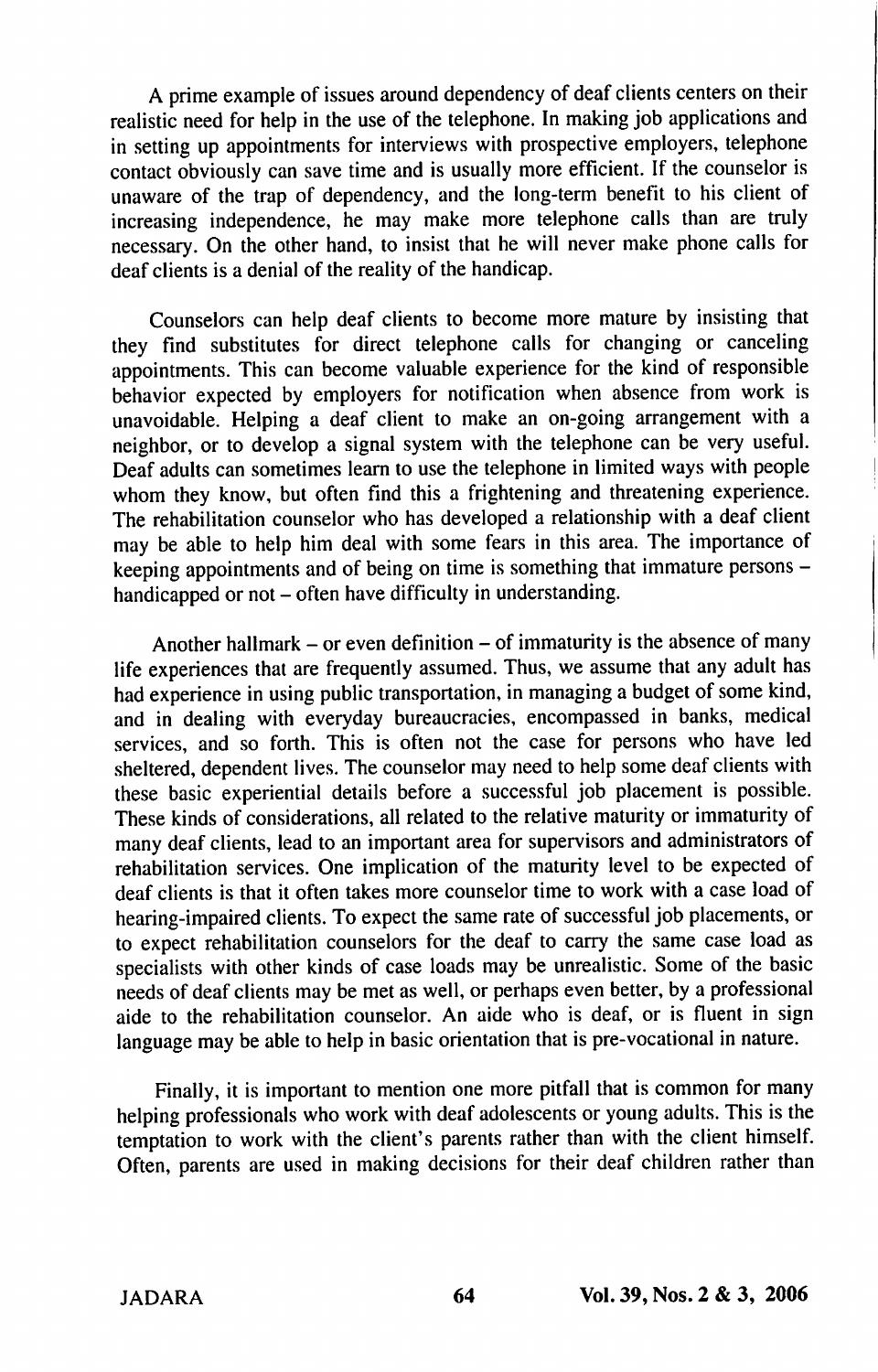A prime example of issues around dependency of deaf clients centers on their realistic need for help in the use of the telephone. In making job applications and in setting up appointments for interviews with prospective employers, telephone contact obviously can save time and is usually more efficient. If the counselor is unaware of the trap of dependency, and the long-term benefit to his client of increasing independence, he may make more telephone calls than are truly necessary. On the other hand, to insist that he will never make phone calls for deaf clients is a denial of the reality of the handicap.

Counselors can help deaf clients to become more mature by insisting that they find substitutes for direct telephone calls for changing or canceling appointments. This can become valuable experience for the kind of responsible behavior expected by employers for notification when absence from work is unavoidable. Helping a deaf client to make an on-going arrangement with a neighbor, or to develop a signal system with the telephone can be very useful. Deaf adults can sometimes learn to use the telephone in limited ways with people whom they know, but often find this a frightening and threatening experience. The rehabilitation counselor who has developed a relationship with a deaf client may be able to help him deal with some fears in this area. The importance of keeping appointments and of being on time is something that immature persons – handicapped or not – often have difficulty in understanding.

Another hallmark – or even definition – of immaturity is the absence of many life experiences that are frequently assumed. Thus, we assume that any adult has had experience in using public transportation, in managing a budget of some kind, and in dealing with everyday bureaucracies, encompassed in banks, medical services, and so forth. This is often not the case for persons who have led sheltered, dependent lives. The counselor may need to help some deaf clients with these basic experiential details before a successful job placement is possible. These kinds of considerations, all related to the relative maturity or immaturity of many deaf clients, lead to an important area for supervisors and administrators of rehabilitation services. One implication of the maturity level to be expected of deaf clients is that it often takes more counselor time to work with a case load of hearing-impaired clients. To expect the same rate of successful job placements, or to expect rehabilitation counselors for the deaf to carry the same case load as specialists with other kinds of case loads may be unrealistic. Some of the basic needs of deaf clients may be met as well, or perhaps even better, by a professional aide to the rehabilitation counselor. An aide who is deaf, or is fluent in sign language may be able to help in basic orientation that is pre-vocational in nature.

Finally, it is important to mention one more pitfall that is common for many helping professionals who work with deaf adolescents or young adults. This is the temptation to work with the client's parents rather than with the client himself. Often, parents are used in making decisions for their deaf children rather than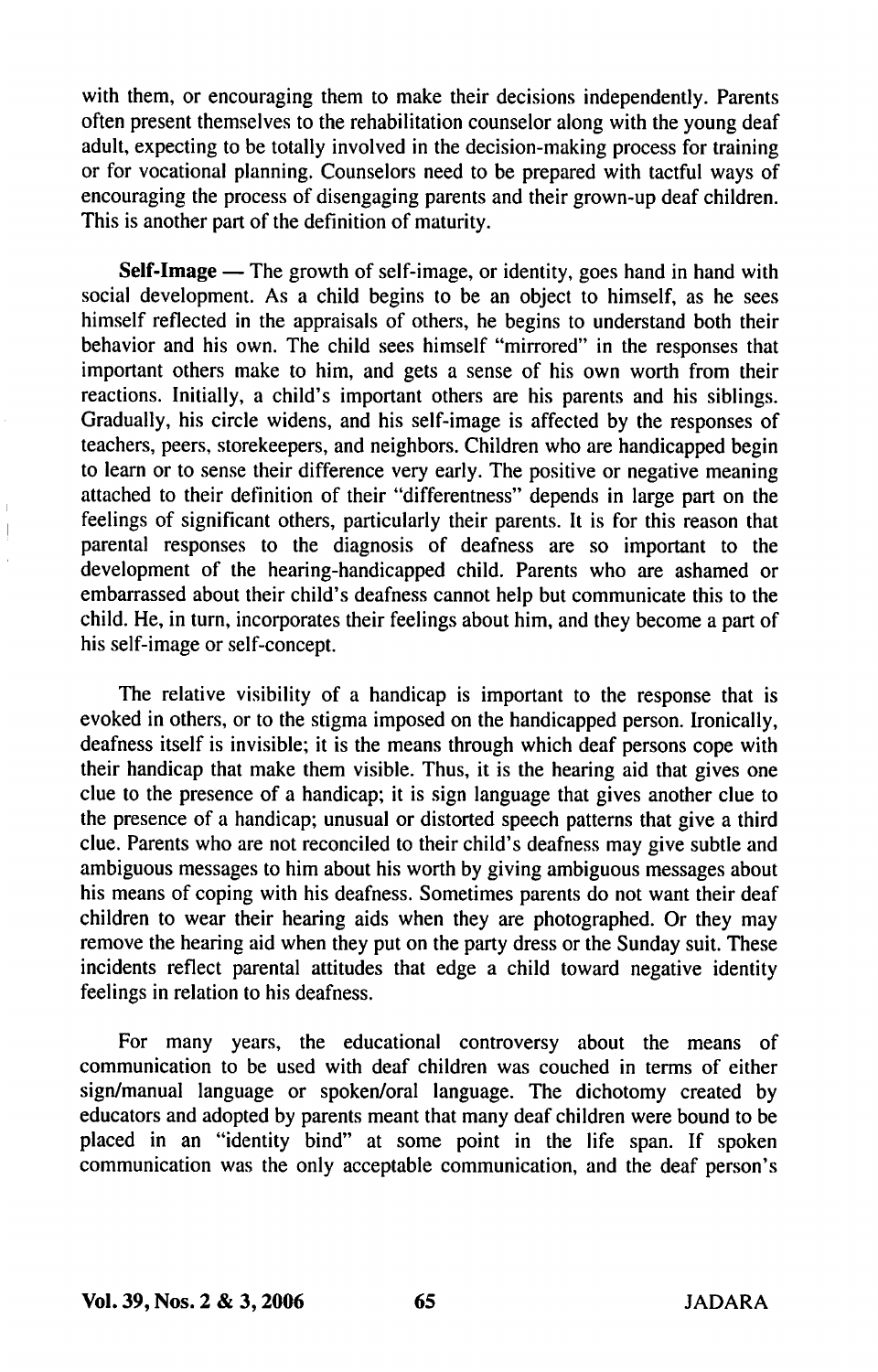with them, or encouraging them to make their decisions independently. Parents often present themselves to the rehabilitation counselor along with the young deaf adult, expecting to be totally involved in the decision-making process for training or for vocational planning. Counselors need to be prepared with tactful ways of encouraging the process of disengaging parents and their grown-up deaf children. This is another part of the definition of maturity.

**Self-Image** — The growth of self-image, or identity, goes hand in hand with social development. As a child begins to be an object to himself, as he sees himself reflected in the appraisals of others, he begins to understand both their behavior and his own. The child sees himself "mirrored" in the responses that important others make to him, and gets a sense of his own worth from their reactions. Initially, a child's important others are his parents and his siblings. Gradually, his circle widens, and his self-image is affected by the responses of teachers, peers, storekeepers, and neighbors. Children who are handicapped begin to learn or to sense their difference very early. The positive or negative meaning attached to their definition of their "differentness" depends in large part on the feelings of significant others, particularly their parents. It is for this reason that parental responses to the diagnosis of deafness are so important to the development of the hearing-handicapped child. Parents who are ashamed or embarrassed about their child's deafness cannot help but communicate this to the child. He, in turn, incorporates their feelings about him, and they become a part of his self-image or self-concept.

The relative visibility of a handicap is important to the response that is evoked in others, or to the stigma imposed on the handicapped person. Ironically, deafness itself is invisible; it is the means through which deaf persons cope with their handicap that make them visible. Thus, it is the hearing aid that gives one clue to the presence of a handicap; it is sign language that gives another clue to the presence of a handicap; unusual or distorted speech patterns that give a third clue. Parents who are not reconciled to their child's deafness may give subtle and ambiguous messages to him about his worth by giving ambiguous messages about his means of coping with his deafness. Sometimes parents do not want their deaf children to wear their hearing aids when they are photographed. Or they may remove the hearing aid when they put on the party dress or the Sunday suit. These incidents reflect parental attitudes that edge a child toward negative identity feelings in relation to his deafness.

For many years, the educational controversy about the means of communication to be used with deaf children was couched in terms of either sign/manual language or spoken/oral language. The dichotomy created by educators and adopted by parents meant that many deaf children were bound to be placed in an "identity bind" at some point in the life span. If spoken communication was the only acceptable communication, and the deaf person's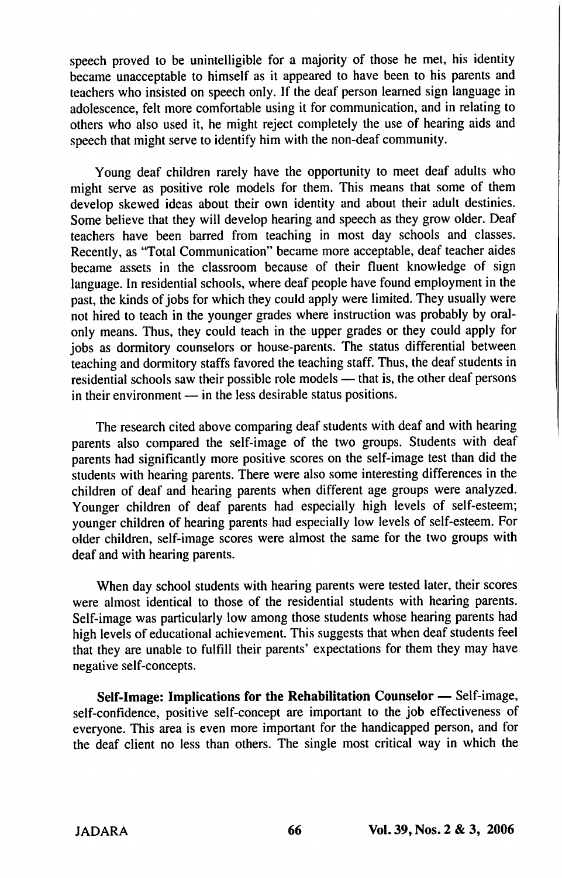speech proved to be unintelligible for a majority of those he met, his identity became unacceptable to himself as it appeared to have been to his parents and teachers who insisted on speech only. If the deaf person learned sign language in adolescence, felt more comfortable using it for communication, and in relating to others who also used it, he might reject completely the use of hearing aids and speech that might serve to identify him with the non-deaf community.

Young deaf children rarely have the opportunity to meet deaf adults who might serve as positive role models for them. This means that some of them develop skewed ideas about their own identity and about their adult destinies. Some believe that they will develop hearing and speech as they grow older. Deaf teachers have been barred from teaching in most day schools and classes. Recently, as "Total Communication" became more acceptable, deaf teacher aides became assets in the classroom because of their fluent knowledge of sign language. In residential schools, where deaf people have found employment in the past, the kinds of jobs for which they could apply were limited. They usually were not hired to teach in the younger grades where instruction was probably by oral-only means. Thus, they could teach in the upper grades or they could apply for jobs as dormitory counselors or house-parents. The status differential between teaching and dormitory staffs favored the teaching staff. Thus, the deaf students in residential schools saw their possible role models — that is, the other deaf persons in their environment — in the less desirable status positions.

The research cited above comparing deaf students with deaf and with hearing parents also compared the self-image of the two groups. Students with deaf parents had significantly more positive scores on the self-image test than did the students with hearing parents. There were also some interesting differences in the children of deaf and hearing parents when different age groups were analyzed. Younger children of deaf parents had especially high levels of self-esteem; younger children of hearing parents had especially low levels of self-esteem. For older children, self-image scores were almost the same for the two groups with deaf and with hearing parents.

When day school students with hearing parents were tested later, their scores were almost identical to those of the residential students with hearing parents. Self-image was particularly low among those students whose hearing parents had high levels of educational achievement. This suggests that when deaf students feel that they are unable to fulfill their parents' expectations for them they may have negative self-concepts.

**Self-Image: Implications for the Rehabilitation Counselor** — Self-image, self-confidence, positive self-concept are important to the job effectiveness of everyone. This area is even more important for the handicapped person, and for the deaf client no less than others. The single most critical way in which the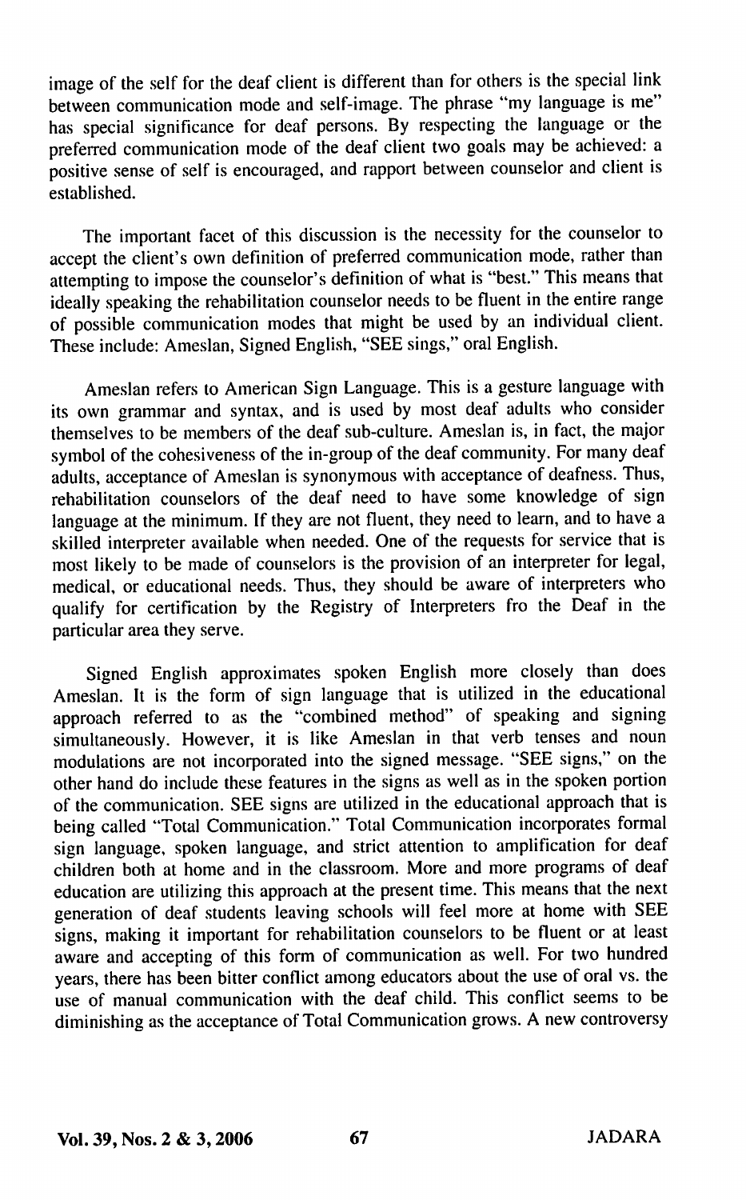image of the self for the deaf client is different than for others is the special link between communication mode and self-image. The phrase "my language is me" has special significance for deaf persons. By respecting the language or the preferred communication mode of the deaf client two goals may be achieved: a positive sense of self is encouraged, and rapport between counselor and client is established.

The important facet of this discussion is the necessity for the counselor to accept the client's own definition of preferred communication mode, rather than attempting to impose the counselor's definition of what is "best." This means that ideally speaking the rehabilitation counselor needs to be fluent in the entire range of possible communication modes that might be used by an individual client. These include: Ameslan, Signed English, "SEE sings," oral English.

Ameslan refers to American Sign Language. This is a gesture language with its own grammar and syntax, and is used by most deaf adults who consider themselves to be members of the deaf sub-culture. Ameslan is, in fact, the major symbol of the cohesiveness of the in-group of the deaf community. For many deaf adults, acceptance of Ameslan is synonymous with acceptance of deafness. Thus, rehabilitation counselors of the deaf need to have some knowledge of sign language at the minimum. If they are not fluent, they need to learn, and to have a skilled interpreter available when needed. One of the requests for service that is most likely to be made of counselors is the provision of an interpreter for legal, medical, or educational needs. Thus, they should be aware of interpreters who qualify for certification by the Registry of Interpreters fro the Deaf in the particular area they serve.

Signed English approximates spoken English more closely than does Ameslan. It is the form of sign language that is utilized in the educational approach referred to as the "combined method" of speaking and signing simultaneously. However, it is like Ameslan in that verb tenses and noun modulations are not incorporated into the signed message. "SEE signs," on the other hand do include these features in the signs as well as in the spoken portion of the communication. SEE signs are utilized in the educational approach that is being called "Total Communication." Total Communication incorporates formal sign language, spoken language, and strict attention to amplification for deaf children both at home and in the classroom. More and more programs of deaf education are utilizing this approach at the present time. This means that the next generation of deaf students leaving schools will feel more at home with SEE signs, making it important for rehabilitation counselors to be fluent or at least aware and accepting of this form of communication as well. For two hundred years, there has been bitter conflict among educators about the use of oral vs. the use of manual communication with the deaf child. This conflict seems to be diminishing as the acceptance of Total Communication grows. A new controversy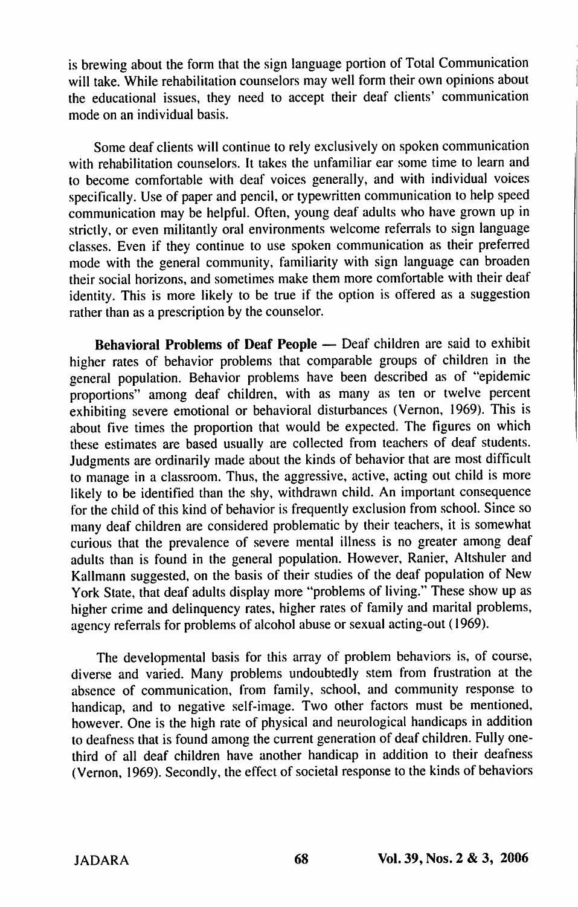is brewing about the form that the sign language portion of Total Communication will take. While rehabilitation counselors may well form their own opinions about the educational issues, they need to accept their deaf clients' communication mode on an individual basis.

Some deaf clients will continue to rely exclusively on spoken communication with rehabilitation counselors. It takes the unfamiliar ear some time to learn and to become comfortable with deaf voices generally, and with individual voices specifically. Use of paper and pencil, or typewritten communication to help speed communication may be helpful. Often, young deaf adults who have grown up in strictly, or even militantly oral environments welcome referrals to sign language classes. Even if they continue to use spoken communication as their preferred mode with the general community, familiarity with sign language can broaden their social horizons, and sometimes make them more comfortable with their deaf identity. This is more likely to be true if the option is offered as a suggestion rather than as a prescription by the counselor.

**Behavioral Problems of Deaf People** — Deaf children are said to exhibit higher rates of behavior problems that comparable groups of children in the general population. Behavior problems have been described as of "epidemic proportions" among deaf children, with as many as ten or twelve percent exhibiting severe emotional or behavioral disturbances (Vernon, 1969). This is about five times the proportion that would be expected. The figures on which these estimates are based usually are collected from teachers of deaf students. Judgments are ordinarily made about the kinds of behavior that are most difficult to manage in a classroom. Thus, the aggressive, active, acting out child is more likely to be identified than the shy, withdrawn child. An important consequence for the child of this kind of behavior is frequently exclusion from school. Since so many deaf children are considered problematic by their teachers, it is somewhat curious that the prevalence of severe mental illness is no greater among deaf adults than is found in the general population. However, Ranier, Altshuler and Kallmann suggested, on the basis of their studies of the deaf population of New York State, that deaf adults display more "problems of living." These show up as higher crime and delinquency rates, higher rates of family and marital problems, agency referrals for problems of alcohol abuse or sexual acting-out (1969).

The developmental basis for this array of problem behaviors is, of course, diverse and varied. Many problems undoubtedly stem from frustration at the absence of communication, from family, school, and community response to handicap, and to negative self-image. Two other factors must be mentioned, however. One is the high rate of physical and neurological handicaps in addition to deafness that is found among the current generation of deaf children. Fully one-third of all deaf children have another handicap in addition to their deafness (Vernon, 1969). Secondly, the effect of societal response to the kinds of behaviors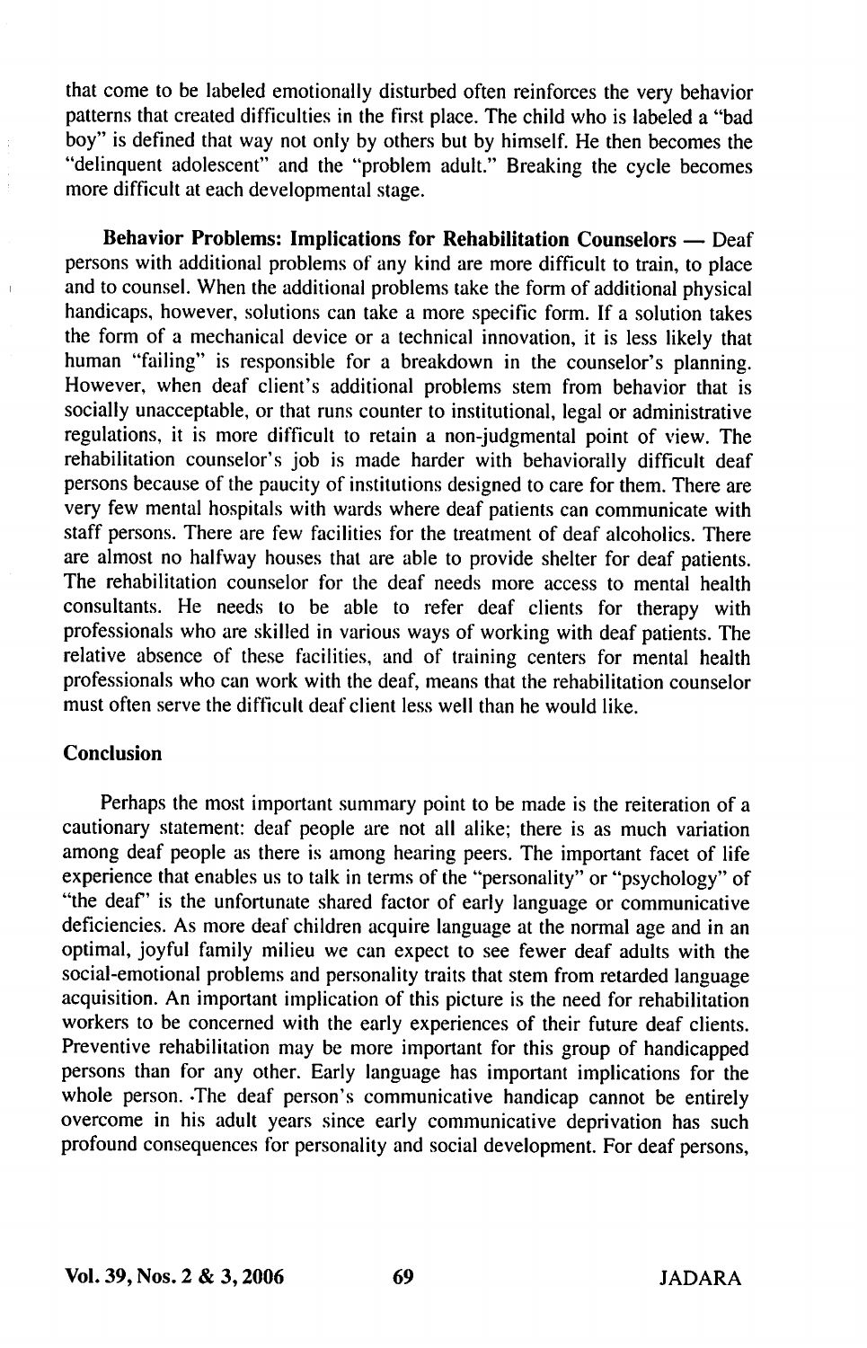that come to be labeled emotionally disturbed often reinforces the very behavior patterns that created difficulties in the first place. The child who is labeled a "bad boy" is defined that way not only by others but by himself. He then becomes the "delinquent adolescent" and the "problem adult." Breaking the cycle becomes more difficult at each developmental stage.

**Behavior Problems: Implications for Rehabilitation Counselors —** Deaf persons with additional problems of any kind are more difficult to train, to place and to counsel. When the additional problems take the form of additional physical handicaps, however, solutions can take a more specific form. If a solution takes the form of a mechanical device or a technical innovation, it is less likely that human "failing" is responsible for a breakdown in the counselor's planning. However, when deaf client's additional problems stem from behavior that is socially unacceptable, or that runs counter to institutional, legal or administrative regulations, it is more difficult to retain a non-judgmental point of view. The rehabilitation counselor's job is made harder with behaviorally difficult deaf persons because of the paucity of institutions designed to care for them. There are very few mental hospitals with wards where deaf patients can communicate with staff persons. There are few facilities for the treatment of deaf alcoholics. There are almost no halfway houses that are able to provide shelter for deaf patients. The rehabilitation counselor for the deaf needs more access to mental health consultants. He needs to be able to refer deaf clients for therapy with professionals who are skilled in various ways of working with deaf patients. The relative absence of these facilities, and of training centers for mental health professionals who can work with the deaf, means that the rehabilitation counselor must often serve the difficult deaf client less well than he would like.

## Conclusion

Perhaps the most important summary point to be made is the reiteration of a cautionary statement: deaf people are not all alike; there is as much variation among deaf people as there is among hearing peers. The important facet of life experience that enables us to talk in terms of the "personality" or "psychology" of "the deaf" is the unfortunate shared factor of early language or communicative deficiencies. As more deaf children acquire language at the normal age and in an optimal, joyful family milieu we can expect to see fewer deaf adults with the social-emotional problems and personality traits that stem from retarded language acquisition. An important implication of this picture is the need for rehabilitation workers to be concerned with the early experiences of their future deaf clients. Preventive rehabilitation may be more important for this group of handicapped persons than for any other. Early language has important implications for the whole person. The deaf person's communicative handicap cannot be entirely overcome in his adult years since early communicative deprivation has such profound consequences for personality and social development. For deaf persons,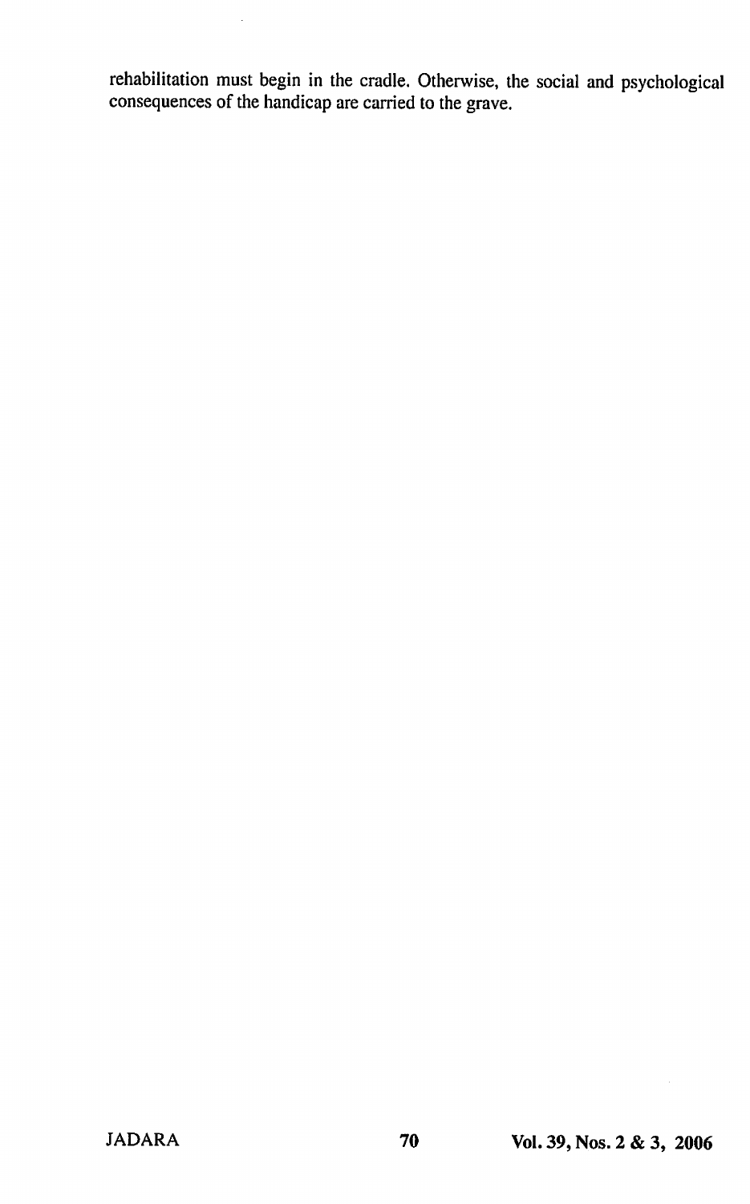rehabilitation must begin in the cradle. Otherwise, the social and psychological consequences of the handicap are carried to the grave.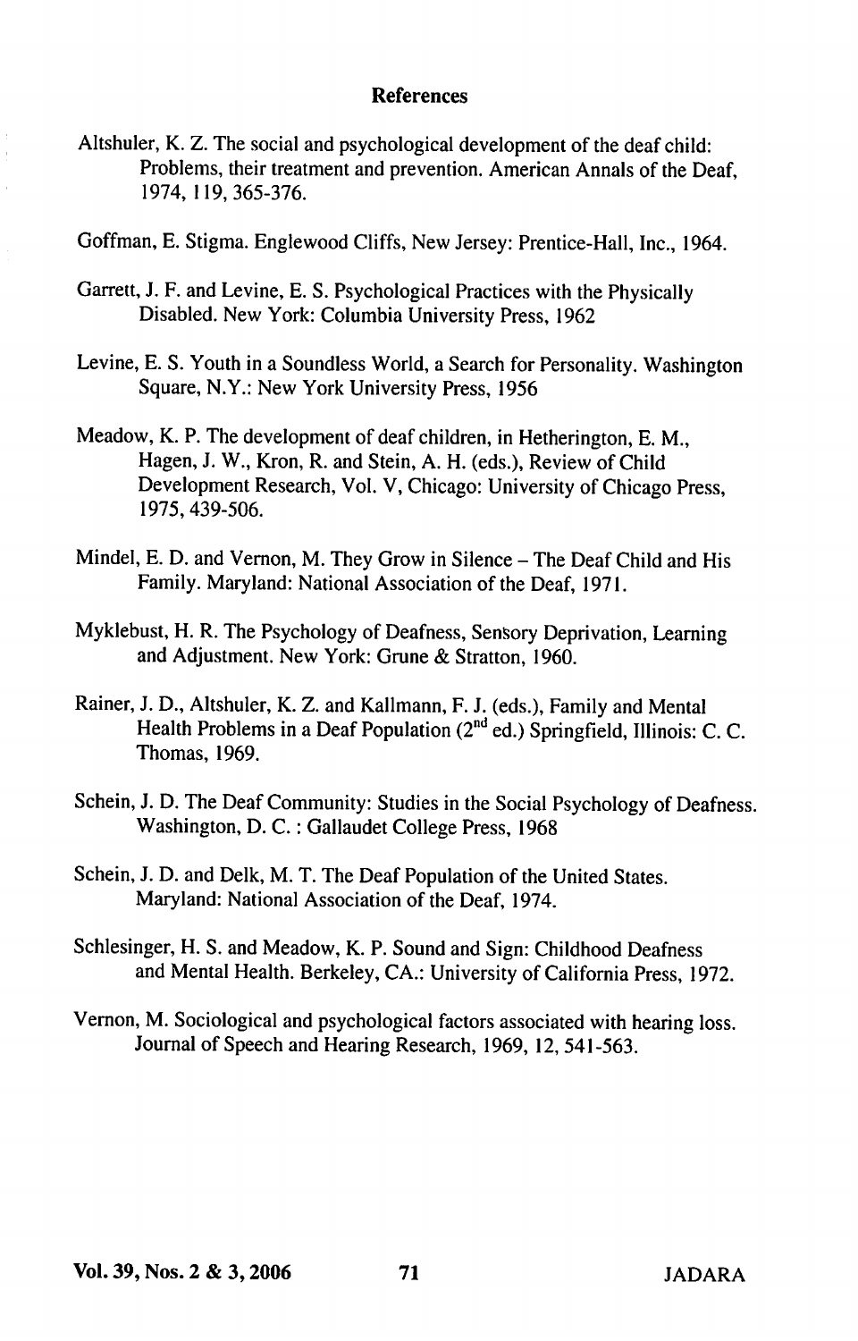## References

Altshuler, K. Z. The social and psychological development of the deaf child: Problems, their treatment and prevention. American Annals of the Deaf, 1974, 119, 365-376.

Goffman, E. Stigma. Englewood Cliffs, New Jersey: Prentice-Hall, Inc., 1964.

Garrett, J. F. and Levine, E. S. Psychological Practices with the Physically Disabled. New York: Columbia University Press, 1962

Levine, E. S. Youth in a Soundless World, a Search for Personality. Washington Square, N.Y.: New York University Press, 1956

Meadow, K. P. The development of deaf children, in Hetherington, E. M., Hagen, J. W., Kron, R. and Stein, A. H. (eds.), Review of Child Development Research, Vol. V, Chicago: University of Chicago Press, 1975, 439-506.

Mindel, E. D. and Vernon, M. They Grow in Silence – The Deaf Child and His Family. Maryland: National Association of the Deaf, 1971.

Myklebust, H. R. The Psychology of Deafness, Sensory Deprivation, Learning and Adjustment. New York: Grune & Stratton, 1960.

Rainer, J. D., Altshuler, K. Z. and Kallmann, F. J. (eds.), Family and Mental Health Problems in a Deaf Population (2nd ed.) Springfield, Illinois: C. C. Thomas, 1969.

Schein, J. D. The Deaf Community: Studies in the Social Psychology of Deafness. Washington, D. C. : Gallaudet College Press, 1968

Schein, J. D. and Delk, M. T. The Deaf Population of the United States. Maryland: National Association of the Deaf, 1974.

Schlesinger, H. S. and Meadow, K. P. Sound and Sign: Childhood Deafness and Mental Health. Berkeley, CA.: University of California Press, 1972.

Vernon, M. Sociological and psychological factors associated with hearing loss. Journal of Speech and Hearing Research, 1969, 12, 541-563.